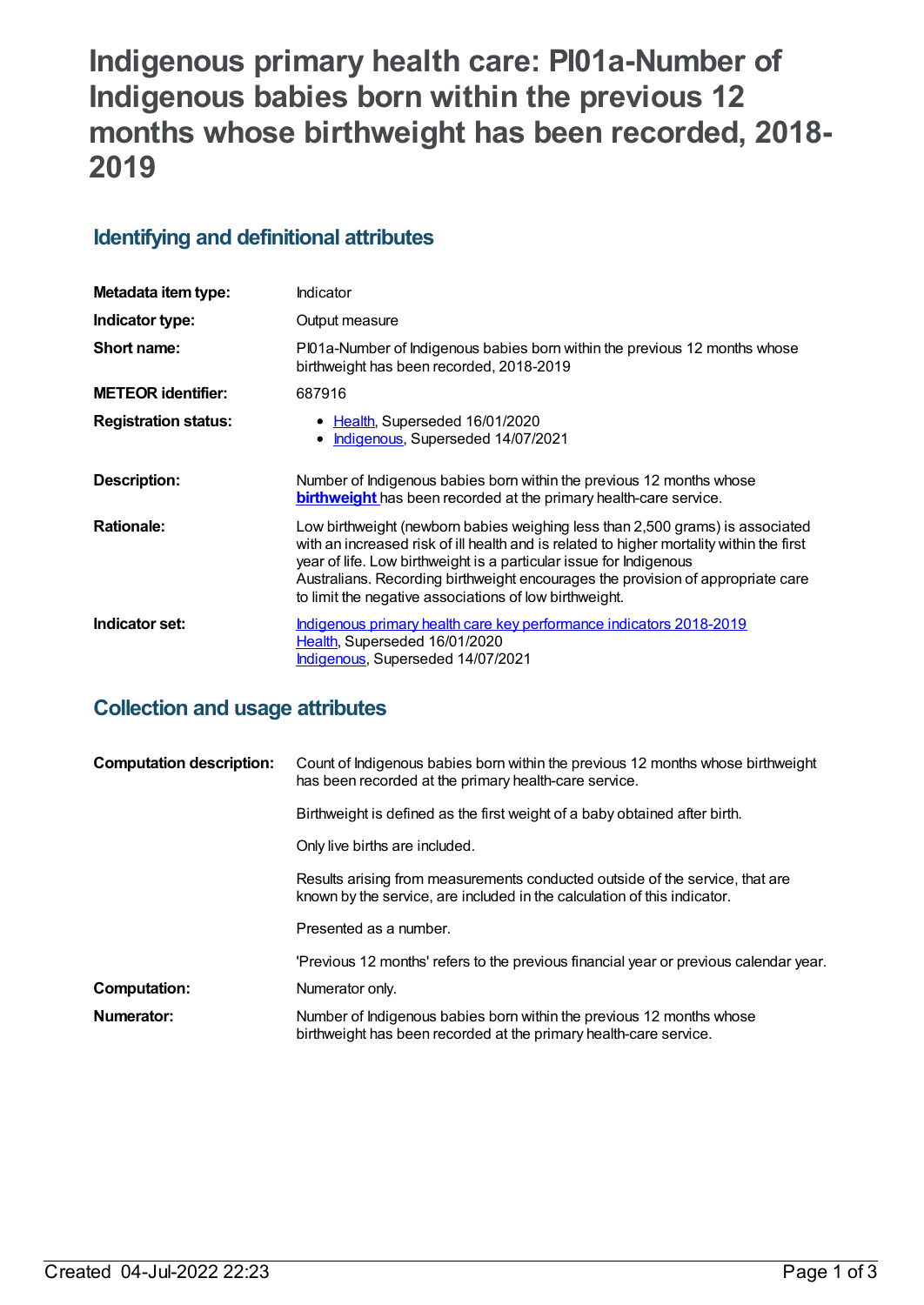# Indigenous primary health care: PI01a-Number of Indigenous babies born within the previous 12 months whose birthweight has been recorded, 2018-2019

## Identifying and definitional attributes

| | |
|---|---|
| **Metadata item type:** | Indicator |
| **Indicator type:** | Output measure |
| **Short name:** | PI01a-Number of Indigenous babies born within the previous 12 months whose birthweight has been recorded, 2018-2019 |
| **METEOR identifier:** | 687916 |
| **Registration status:** | • Health, Superseded 16/01/2020<br>• Indigenous, Superseded 14/07/2021 |
| **Description:** | Number of Indigenous babies born within the previous 12 months whose **birthweight** has been recorded at the primary health-care service. |
| **Rationale:** | Low birthweight (newborn babies weighing less than 2,500 grams) is associated with an increased risk of ill health and is related to higher mortality within the first year of life. Low birthweight is a particular issue for Indigenous Australians. Recording birthweight encourages the provision of appropriate care to limit the negative associations of low birthweight. |
| **Indicator set:** | Indigenous primary health care key performance indicators 2018-2019<br>Health, Superseded 16/01/2020<br>Indigenous, Superseded 14/07/2021 |

## Collection and usage attributes

| | |
|---|---|
| **Computation description:** | Count of Indigenous babies born within the previous 12 months whose birthweight has been recorded at the primary health-care service.<br><br>Birthweight is defined as the first weight of a baby obtained after birth.<br><br>Only live births are included.<br><br>Results arising from measurements conducted outside of the service, that are known by the service, are included in the calculation of this indicator.<br><br>Presented as a number.<br><br>'Previous 12 months' refers to the previous financial year or previous calendar year. |
| **Computation:** | Numerator only. |
| **Numerator:** | Number of Indigenous babies born within the previous 12 months whose birthweight has been recorded at the primary health-care service. |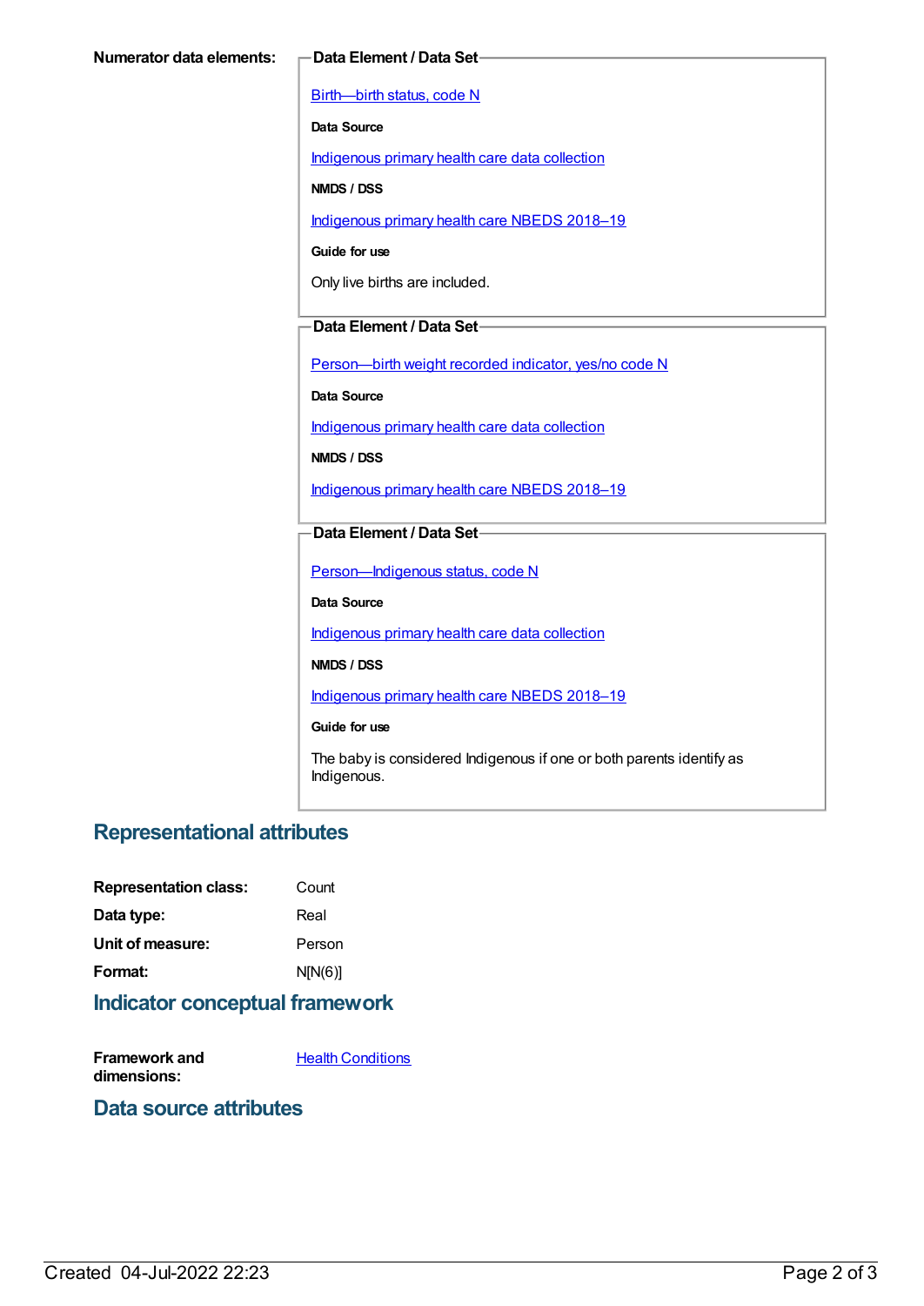**Numerator data elements:**

**Data Element / Data Set**

Birth—birth status, code N

**Data Source**

Indigenous primary health care data collection

**NMDS / DSS**

Indigenous primary health care NBEDS 2018–19

**Guide for use**

Only live births are included.

**Data Element / Data Set**

Person—birth weight recorded indicator, yes/no code N

**Data Source**

Indigenous primary health care data collection

**NMDS / DSS**

Indigenous primary health care NBEDS 2018–19

**Data Element / Data Set**

Person—Indigenous status, code N

**Data Source**

Indigenous primary health care data collection

**NMDS / DSS**

Indigenous primary health care NBEDS 2018–19

**Guide for use**

The baby is considered Indigenous if one or both parents identify as Indigenous.

## Representational attributes

**Representation class:** Count

**Data type:** Real

**Unit of measure:** Person

**Format:** N[N(6)]

## Indicator conceptual framework

**Framework and dimensions:** Health Conditions

## Data source attributes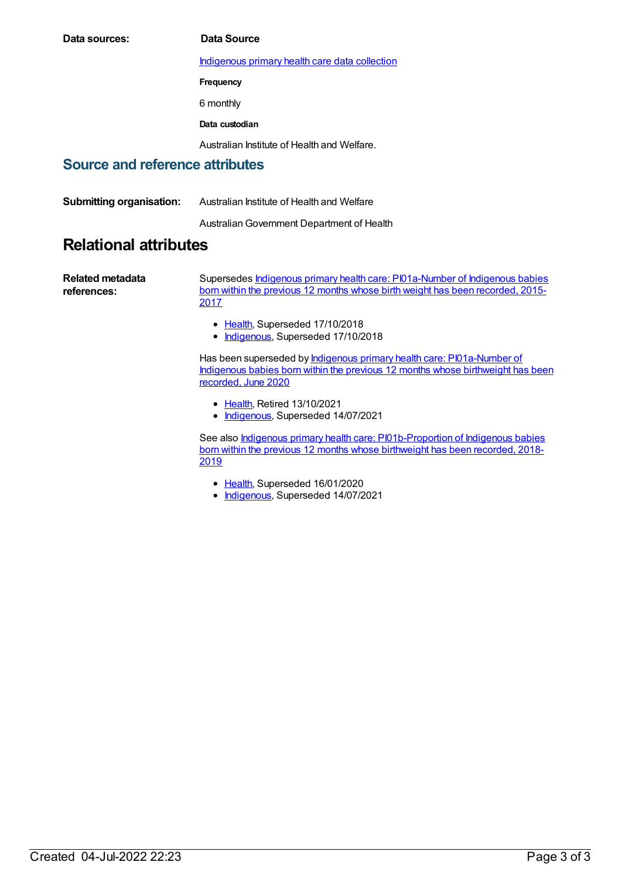**Data sources:**

**Data Source**

Indigenous primary health care data collection

**Frequency**

6 monthly

**Data custodian**

Australian Institute of Health and Welfare.

## Source and reference attributes

**Submitting organisation:** Australian Institute of Health and Welfare

Australian Government Department of Health

# Relational attributes

**Related metadata references:**

Supersedes Indigenous primary health care: PI01a-Number of Indigenous babies born within the previous 12 months whose birth weight has been recorded, 2015-2017

- Health, Superseded 17/10/2018
- Indigenous, Superseded 17/10/2018

Has been superseded by Indigenous primary health care: PI01a-Number of Indigenous babies born within the previous 12 months whose birthweight has been recorded, June 2020

- Health, Retired 13/10/2021
- Indigenous, Superseded 14/07/2021

See also Indigenous primary health care: PI01b-Proportion of Indigenous babies born within the previous 12 months whose birthweight has been recorded, 2018-2019

- Health, Superseded 16/01/2020
- Indigenous, Superseded 14/07/2021